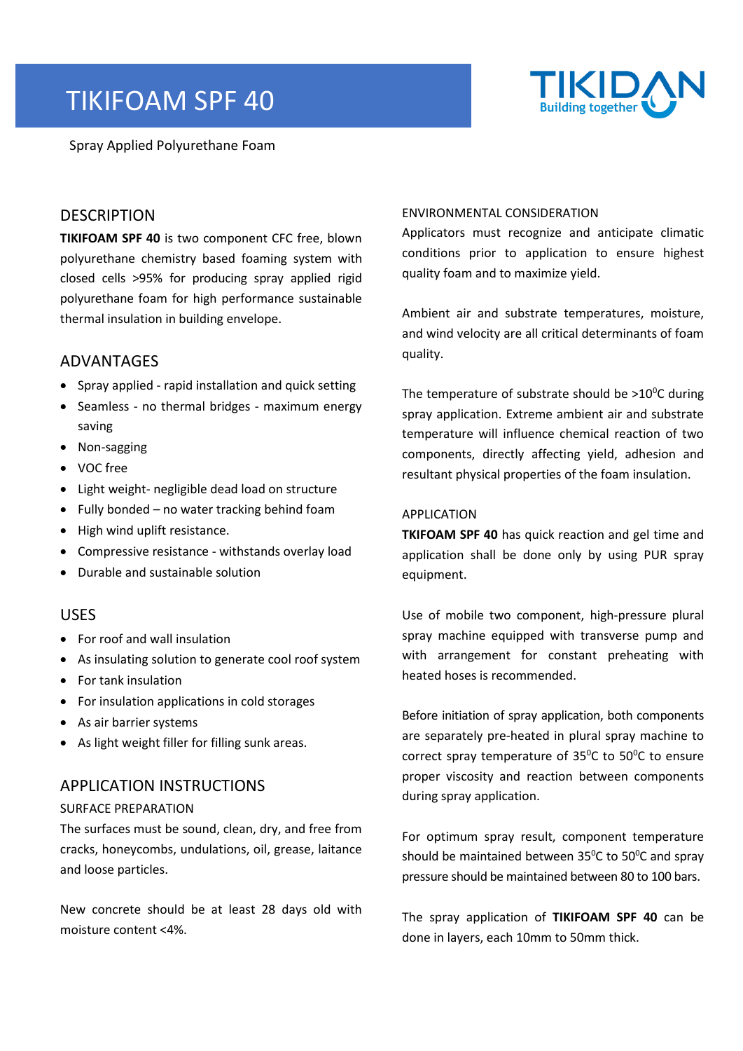# TIKIFOAM SPF 40

Spray Applied Polyurethane Foam

## DESCRIPTION

**TIKIFOAM SPF 40** is two component CFC free, blown polyurethane chemistry based foaming system with closed cells >95% for producing spray applied rigid polyurethane foam for high performance sustainable thermal insulation in building envelope.

## ADVANTAGES

- Spray applied - rapid installation and quick setting
- Seamless - no thermal bridges - maximum energy saving
- Non-sagging
- VOC free
- Light weight- negligible dead load on structure
- Fully bonded – no water tracking behind foam
- High wind uplift resistance.
- Compressive resistance - withstands overlay load
- Durable and sustainable solution

## USES

- For roof and wall insulation
- As insulating solution to generate cool roof system
- For tank insulation
- For insulation applications in cold storages
- As air barrier systems
- As light weight filler for filling sunk areas.

## APPLICATION INSTRUCTIONS

### SURFACE PREPARATION

The surfaces must be sound, clean, dry, and free from cracks, honeycombs, undulations, oil, grease, laitance and loose particles.

New concrete should be at least 28 days old with moisture content <4%.

### ENVIRONMENTAL CONSIDERATION

Applicators must recognize and anticipate climatic conditions prior to application to ensure highest quality foam and to maximize yield.

Ambient air and substrate temperatures, moisture, and wind velocity are all critical determinants of foam quality.

The temperature of substrate should be >10$^0$C during spray application. Extreme ambient air and substrate temperature will influence chemical reaction of two components, directly affecting yield, adhesion and resultant physical properties of the foam insulation.

### APPLICATION

**TKIFOAM SPF 40** has quick reaction and gel time and application shall be done only by using PUR spray equipment.

Use of mobile two component, high-pressure plural spray machine equipped with transverse pump and with arrangement for constant preheating with heated hoses is recommended.

Before initiation of spray application, both components are separately pre-heated in plural spray machine to correct spray temperature of 35$^0$C to 50$^0$C to ensure proper viscosity and reaction between components during spray application.

For optimum spray result, component temperature should be maintained between 35$^0$C to 50$^0$C and spray pressure should be maintained between 80 to 100 bars.

The spray application of **TIKIFOAM SPF 40** can be done in layers, each 10mm to 50mm thick.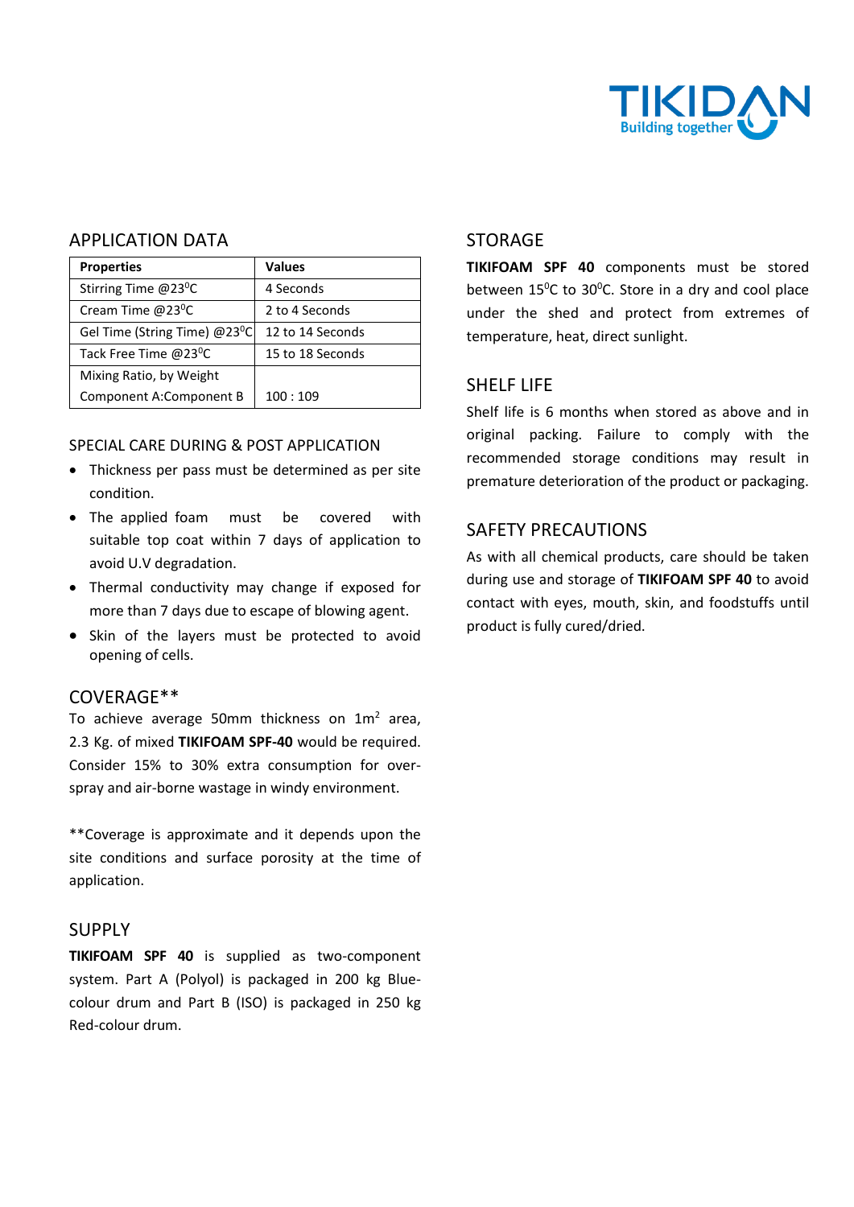## APPLICATION DATA

| Properties | Values |
|---|---|
| Stirring Time @23$^0$C | 4 Seconds |
| Cream Time @23$^0$C | 2 to 4 Seconds |
| Gel Time (String Time) @23$^0$C | 12 to 14 Seconds |
| Tack Free Time @23$^0$C | 15 to 18 Seconds |
| Mixing Ratio, by Weight Component A:Component B | 100 : 109 |

### SPECIAL CARE DURING & POST APPLICATION

- Thickness per pass must be determined as per site condition.
- The applied foam must be covered with suitable top coat within 7 days of application to avoid U.V degradation.
- Thermal conductivity may change if exposed for more than 7 days due to escape of blowing agent.
- Skin of the layers must be protected to avoid opening of cells.

## COVERAGE**

To achieve average 50mm thickness on 1m$^2$ area, 2.3 Kg. of mixed **TIKIFOAM SPF-40** would be required. Consider 15% to 30% extra consumption for over-spray and air-borne wastage in windy environment.

**Coverage is approximate and it depends upon the site conditions and surface porosity at the time of application.

## SUPPLY

**TIKIFOAM SPF 40** is supplied as two-component system. Part A (Polyol) is packaged in 200 kg Blue-colour drum and Part B (ISO) is packaged in 250 kg Red-colour drum.

## STORAGE

**TIKIFOAM SPF 40** components must be stored between 15$^0$C to 30$^0$C. Store in a dry and cool place under the shed and protect from extremes of temperature, heat, direct sunlight.

## SHELF LIFE

Shelf life is 6 months when stored as above and in original packing. Failure to comply with the recommended storage conditions may result in premature deterioration of the product or packaging.

## SAFETY PRECAUTIONS

As with all chemical products, care should be taken during use and storage of **TIKIFOAM SPF 40** to avoid contact with eyes, mouth, skin, and foodstuffs until product is fully cured/dried.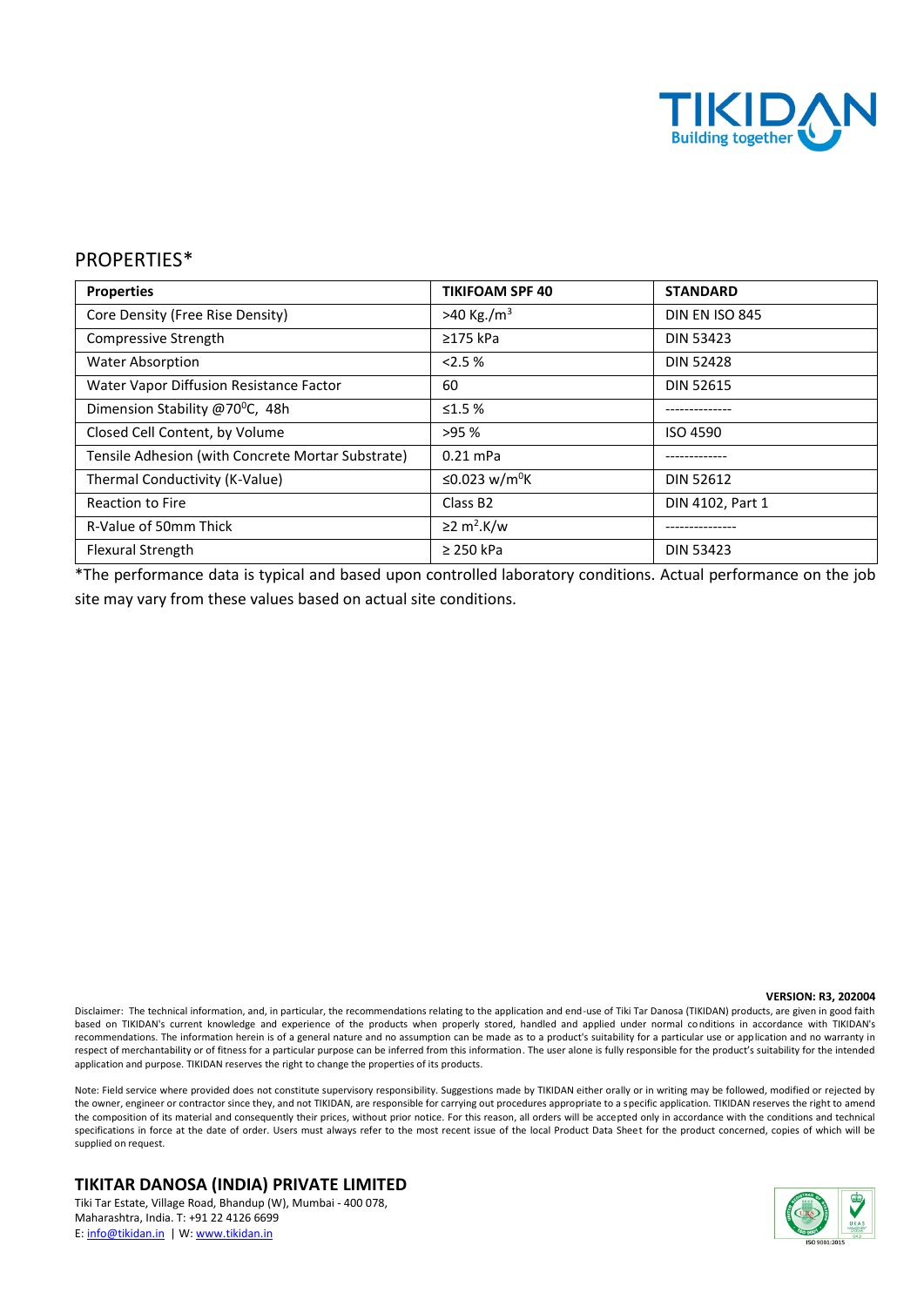## PROPERTIES*

| Properties | TIKIFOAM SPF 40 | STANDARD |
|---|---|---|
| Core Density (Free Rise Density) | >40 Kg./$m^3$ | DIN EN ISO 845 |
| Compressive Strength | ≥175 kPa | DIN 53423 |
| Water Absorption | <2.5 % | DIN 52428 |
| Water Vapor Diffusion Resistance Factor | 60 | DIN 52615 |
| Dimension Stability @70$^0$C, 48h | ≤1.5 % | ------------- |
| Closed Cell Content, by Volume | >95 % | ISO 4590 |
| Tensile Adhesion (with Concrete Mortar Substrate) | 0.21 mPa | ------------- |
| Thermal Conductivity (K-Value) | ≤0.023 w/m$^0$K | DIN 52612 |
| Reaction to Fire | Class B2 | DIN 4102, Part 1 |
| R-Value of 50mm Thick | ≥2 $m^2$.K/w | -------------- |
| Flexural Strength | ≥ 250 kPa | DIN 53423 |

*The performance data is typical and based upon controlled laboratory conditions. Actual performance on the job site may vary from these values based on actual site conditions.

**VERSION: R3, 202004**

Disclaimer: The technical information, and, in particular, the recommendations relating to the application and end-use of Tiki Tar Danosa (TIKIDAN) products, are given in good faith based on TIKIDAN's current knowledge and experience of the products when properly stored, handled and applied under normal conditions in accordance with TIKIDAN's recommendations. The information herein is of a general nature and no assumption can be made as to a product's suitability for a particular use or application and no warranty in respect of merchantability or of fitness for a particular purpose can be inferred from this information. The user alone is fully responsible for the product's suitability for the intended application and purpose. TIKIDAN reserves the right to change the properties of its products.

Note: Field service where provided does not constitute supervisory responsibility. Suggestions made by TIKIDAN either orally or in writing may be followed, modified or rejected by the owner, engineer or contractor since they, and not TIKIDAN, are responsible for carrying out procedures appropriate to a specific application. TIKIDAN reserves the right to amend the composition of its material and consequently their prices, without prior notice. For this reason, all orders will be accepted only in accordance with the conditions and technical specifications in force at the date of order. Users must always refer to the most recent issue of the local Product Data Sheet for the product concerned, copies of which will be supplied on request.

**TIKITAR DANOSA (INDIA) PRIVATE LIMITED**

Tiki Tar Estate, Village Road, Bhandup (W), Mumbai - 400 078,
Maharashtra, India. T: +91 22 4126 6699
E: info@tikidan.in | W: www.tikidan.in